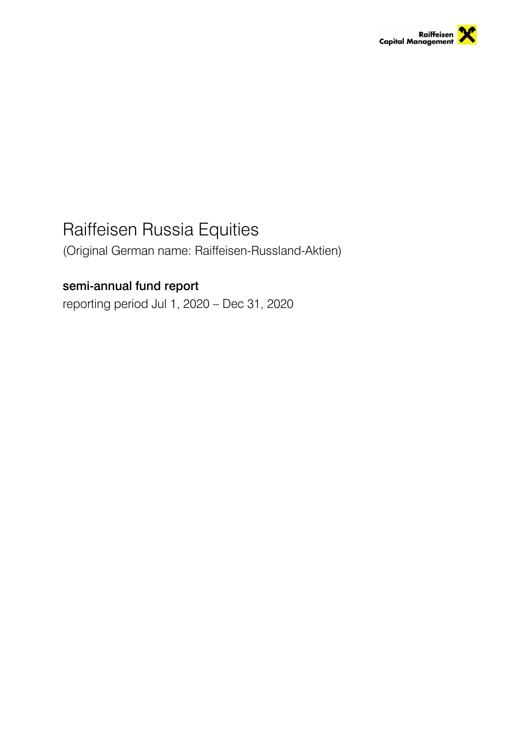Raiffeisen Capital Management

# Raiffeisen Russia Equities

(Original German name: Raiffeisen-Russland-Aktien)

## semi-annual fund report

reporting period Jul 1, 2020 – Dec 31, 2020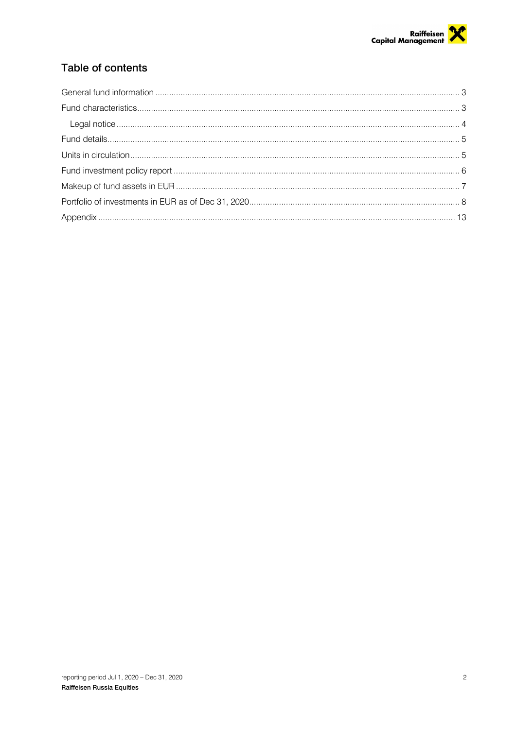## Table of contents

- General fund information ... 3
- Fund characteristics ... 3
  - Legal notice ... 4
- Fund details ... 5
- Units in circulation ... 5
- Fund investment policy report ... 6
- Makeup of fund assets in EUR ... 7
- Portfolio of investments in EUR as of Dec 31, 2020 ... 8
- Appendix ... 13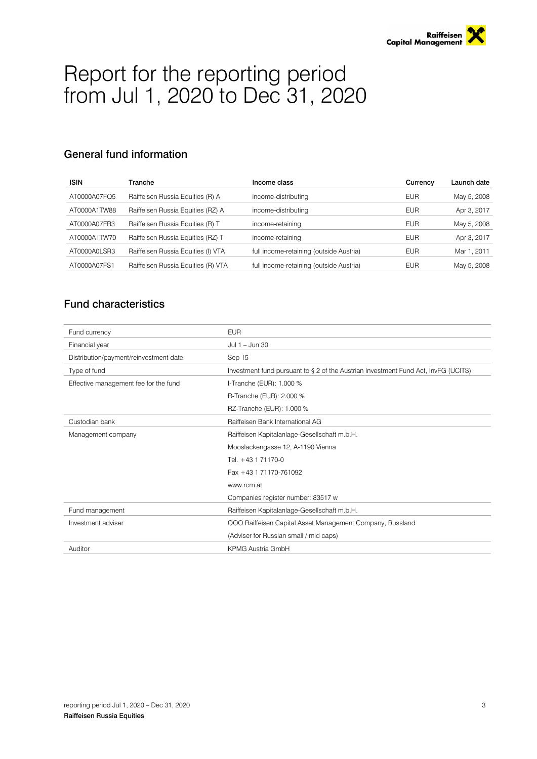# Report for the reporting period from Jul 1, 2020 to Dec 31, 2020

## General fund information

| ISIN | Tranche | Income class | Currency | Launch date |
|---|---|---|---|---|
| AT0000A07FQ5 | Raiffeisen Russia Equities (R) A | income-distributing | EUR | May 5, 2008 |
| AT0000A1TW88 | Raiffeisen Russia Equities (RZ) A | income-distributing | EUR | Apr 3, 2017 |
| AT0000A07FR3 | Raiffeisen Russia Equities (R) T | income-retaining | EUR | May 5, 2008 |
| AT0000A1TW70 | Raiffeisen Russia Equities (RZ) T | income-retaining | EUR | Apr 3, 2017 |
| AT0000A0LSR3 | Raiffeisen Russia Equities (I) VTA | full income-retaining (outside Austria) | EUR | Mar 1, 2011 |
| AT0000A07FS1 | Raiffeisen Russia Equities (R) VTA | full income-retaining (outside Austria) | EUR | May 5, 2008 |

## Fund characteristics

| | |
|---|---|
| Fund currency | EUR |
| Financial year | Jul 1 – Jun 30 |
| Distribution/payment/reinvestment date | Sep 15 |
| Type of fund | Investment fund pursuant to § 2 of the Austrian Investment Fund Act, InvFG (UCITS) |
| Effective management fee for the fund | I-Tranche (EUR): 1.000 % |
| | R-Tranche (EUR): 2.000 % |
| | RZ-Tranche (EUR): 1.000 % |
| Custodian bank | Raiffeisen Bank International AG |
| Management company | Raiffeisen Kapitalanlage-Gesellschaft m.b.H. |
| | Mooslackengasse 12, A-1190 Vienna |
| | Tel. +43 1 71170-0 |
| | Fax +43 1 71170-761092 |
| | www.rcm.at |
| | Companies register number: 83517 w |
| Fund management | Raiffeisen Kapitalanlage-Gesellschaft m.b.H. |
| Investment adviser | OOO Raiffeisen Capital Asset Management Company, Russland |
| | (Adviser for Russian small / mid caps) |
| Auditor | KPMG Austria GmbH |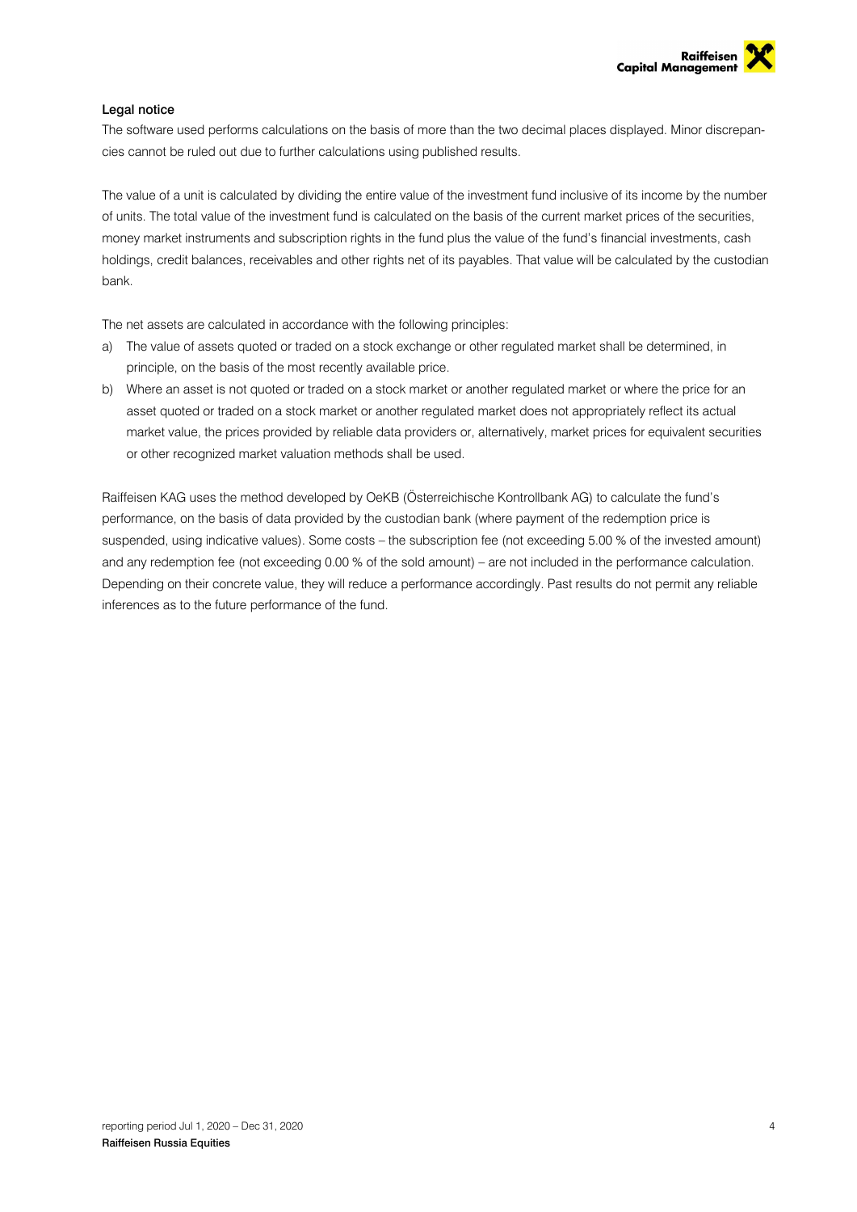### Legal notice

The software used performs calculations on the basis of more than the two decimal places displayed. Minor discrepancies cannot be ruled out due to further calculations using published results.

The value of a unit is calculated by dividing the entire value of the investment fund inclusive of its income by the number of units. The total value of the investment fund is calculated on the basis of the current market prices of the securities, money market instruments and subscription rights in the fund plus the value of the fund's financial investments, cash holdings, credit balances, receivables and other rights net of its payables. That value will be calculated by the custodian bank.

The net assets are calculated in accordance with the following principles:

a) The value of assets quoted or traded on a stock exchange or other regulated market shall be determined, in principle, on the basis of the most recently available price.

b) Where an asset is not quoted or traded on a stock market or another regulated market or where the price for an asset quoted or traded on a stock market or another regulated market does not appropriately reflect its actual market value, the prices provided by reliable data providers or, alternatively, market prices for equivalent securities or other recognized market valuation methods shall be used.

Raiffeisen KAG uses the method developed by OeKB (Österreichische Kontrollbank AG) to calculate the fund's performance, on the basis of data provided by the custodian bank (where payment of the redemption price is suspended, using indicative values). Some costs – the subscription fee (not exceeding 5.00 % of the invested amount) and any redemption fee (not exceeding 0.00 % of the sold amount) – are not included in the performance calculation. Depending on their concrete value, they will reduce a performance accordingly. Past results do not permit any reliable inferences as to the future performance of the fund.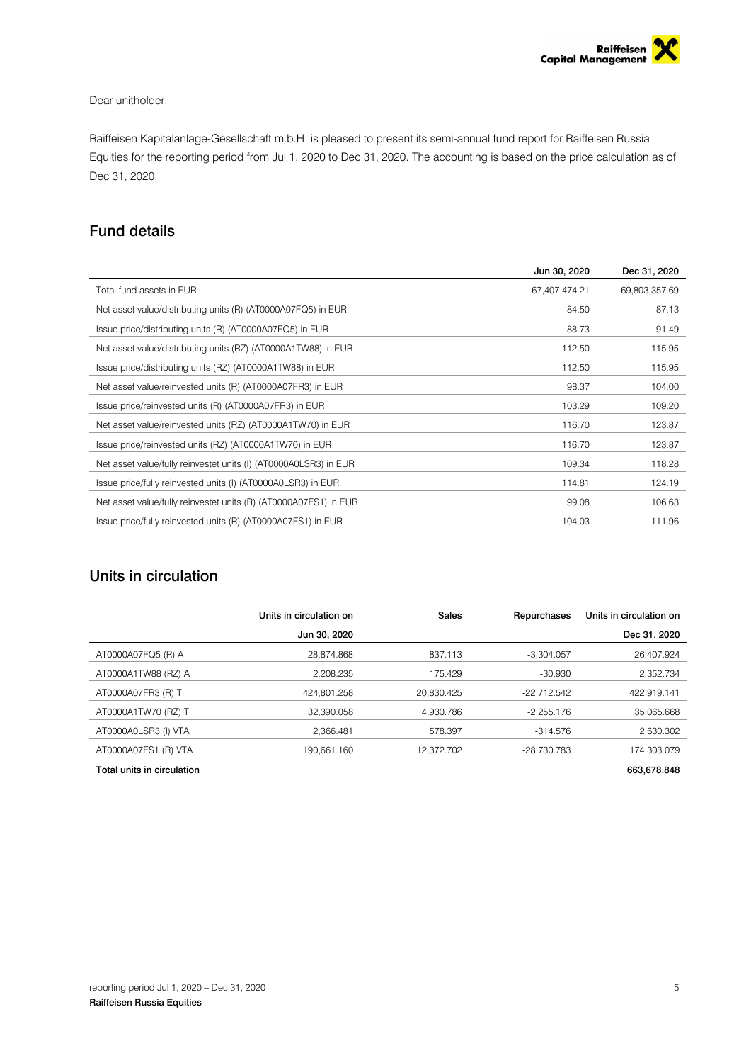Dear unitholder,

Raiffeisen Kapitalanlage-Gesellschaft m.b.H. is pleased to present its semi-annual fund report for Raiffeisen Russia Equities for the reporting period from Jul 1, 2020 to Dec 31, 2020. The accounting is based on the price calculation as of Dec 31, 2020.

## Fund details

| | Jun 30, 2020 | Dec 31, 2020 |
|---|---|---|
| Total fund assets in EUR | 67,407,474.21 | 69,803,357.69 |
| Net asset value/distributing units (R) (AT0000A07FQ5) in EUR | 84.50 | 87.13 |
| Issue price/distributing units (R) (AT0000A07FQ5) in EUR | 88.73 | 91.49 |
| Net asset value/distributing units (RZ) (AT0000A1TW88) in EUR | 112.50 | 115.95 |
| Issue price/distributing units (RZ) (AT0000A1TW88) in EUR | 112.50 | 115.95 |
| Net asset value/reinvested units (R) (AT0000A07FR3) in EUR | 98.37 | 104.00 |
| Issue price/reinvested units (R) (AT0000A07FR3) in EUR | 103.29 | 109.20 |
| Net asset value/reinvested units (RZ) (AT0000A1TW70) in EUR | 116.70 | 123.87 |
| Issue price/reinvested units (RZ) (AT0000A1TW70) in EUR | 116.70 | 123.87 |
| Net asset value/fully reinvestet units (I) (AT0000A0LSR3) in EUR | 109.34 | 118.28 |
| Issue price/fully reinvested units (I) (AT0000A0LSR3) in EUR | 114.81 | 124.19 |
| Net asset value/fully reinvestet units (R) (AT0000A07FS1) in EUR | 99.08 | 106.63 |
| Issue price/fully reinvested units (R) (AT0000A07FS1) in EUR | 104.03 | 111.96 |

## Units in circulation

| | Units in circulation on | Sales | Repurchases | Units in circulation on |
|---|---|---|---|---|
| | Jun 30, 2020 | | | Dec 31, 2020 |
| AT0000A07FQ5 (R) A | 28,874.868 | 837.113 | -3,304.057 | 26,407.924 |
| AT0000A1TW88 (RZ) A | 2,208.235 | 175.429 | -30.930 | 2,352.734 |
| AT0000A07FR3 (R) T | 424,801.258 | 20,830.425 | -22,712.542 | 422,919.141 |
| AT0000A1TW70 (RZ) T | 32,390.058 | 4,930.786 | -2,255.176 | 35,065.668 |
| AT0000A0LSR3 (I) VTA | 2,366.481 | 578.397 | -314.576 | 2,630.302 |
| AT0000A07FS1 (R) VTA | 190,661.160 | 12,372.702 | -28,730.783 | 174,303.079 |
| **Total units in circulation** | | | | **663,678.848** |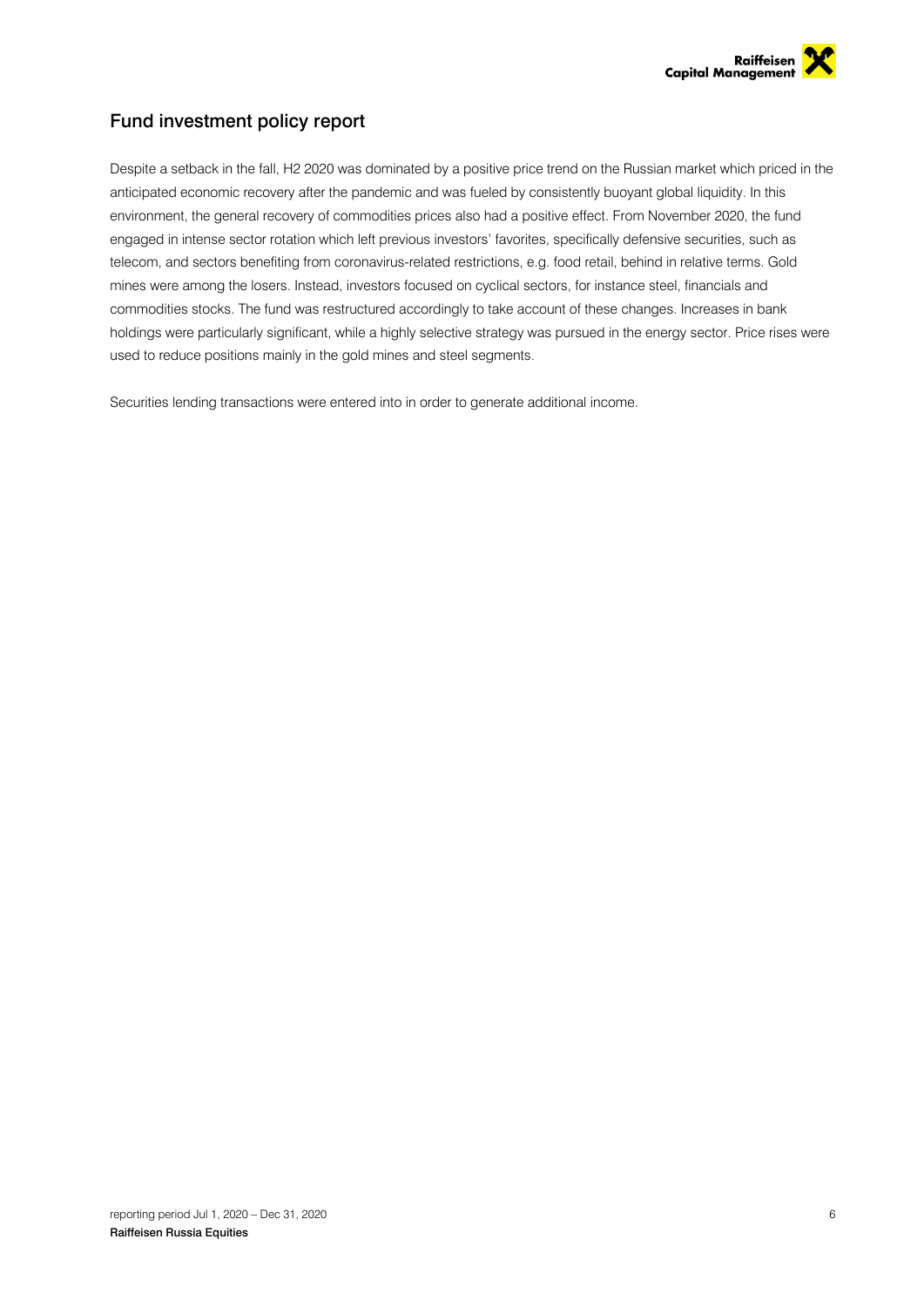## Fund investment policy report

Despite a setback in the fall, H2 2020 was dominated by a positive price trend on the Russian market which priced in the anticipated economic recovery after the pandemic and was fueled by consistently buoyant global liquidity. In this environment, the general recovery of commodities prices also had a positive effect. From November 2020, the fund engaged in intense sector rotation which left previous investors' favorites, specifically defensive securities, such as telecom, and sectors benefiting from coronavirus-related restrictions, e.g. food retail, behind in relative terms. Gold mines were among the losers. Instead, investors focused on cyclical sectors, for instance steel, financials and commodities stocks. The fund was restructured accordingly to take account of these changes. Increases in bank holdings were particularly significant, while a highly selective strategy was pursued in the energy sector. Price rises were used to reduce positions mainly in the gold mines and steel segments.

Securities lending transactions were entered into in order to generate additional income.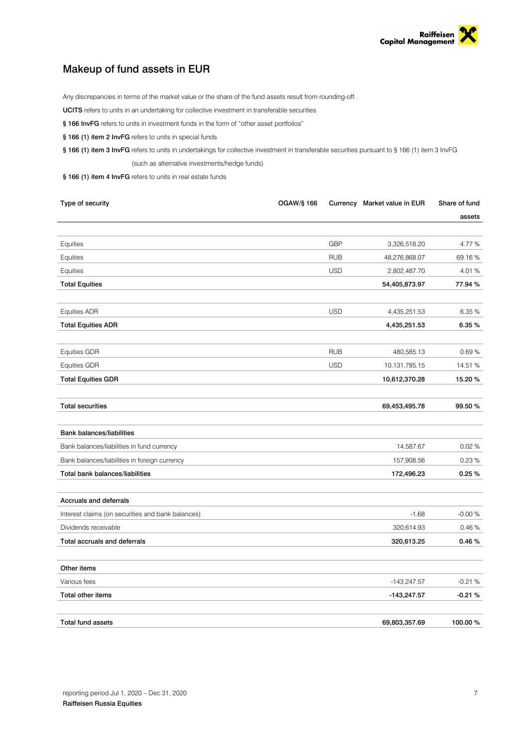# Makeup of fund assets in EUR

Any discrepancies in terms of the market value or the share of the fund assets result from rounding-off.

**UCITS** refers to units in an undertaking for collective investment in transferable securities

**§ 166 InvFG** refers to units in investment funds in the form of "other asset portfolios"

**§ 166 (1) item 2 InvFG** refers to units in special funds

**§ 166 (1) item 3 InvFG** refers to units in undertakings for collective investment in transferable securities pursuant to § 166 (1) item 3 InvFG (such as alternative investments/hedge funds)

**§ 166 (1) item 4 InvFG** refers to units in real estate funds

| Type of security | OGAW/§ 166 | Currency | Market value in EUR | Share of fund assets |
|---|---|---|---|---|
| Equities | | GBP | 3,326,518.20 | 4.77 % |
| Equities | | RUB | 48,276,868.07 | 69.16 % |
| Equities | | USD | 2,802,487.70 | 4.01 % |
| **Total Equities** | | | **54,405,873.97** | **77.94 %** |
| Equities ADR | | USD | 4,435,251.53 | 6.35 % |
| **Total Equities ADR** | | | **4,435,251.53** | **6.35 %** |
| Equities GDR | | RUB | 480,585.13 | 0.69 % |
| Equities GDR | | USD | 10,131,785.15 | 14.51 % |
| **Total Equities GDR** | | | **10,612,370.28** | **15.20 %** |
| **Total securities** | | | **69,453,495.78** | **99.50 %** |
| **Bank balances/liabilities** | | | | |
| Bank balances/liabilities in fund currency | | | 14,587.67 | 0.02 % |
| Bank balances/liabilities in foreign currency | | | 157,908.56 | 0.23 % |
| **Total bank balances/liabilities** | | | **172,496.23** | **0.25 %** |
| **Accruals and deferrals** | | | | |
| Interest claims (on securities and bank balances) | | | -1.68 | -0.00 % |
| Dividends receivable | | | 320,614.93 | 0.46 % |
| **Total accruals and deferrals** | | | **320,613.25** | **0.46 %** |
| **Other items** | | | | |
| Various fees | | | -143,247.57 | -0.21 % |
| **Total other items** | | | **-143,247.57** | **-0.21 %** |
| **Total fund assets** | | | **69,803,357.69** | **100.00 %** |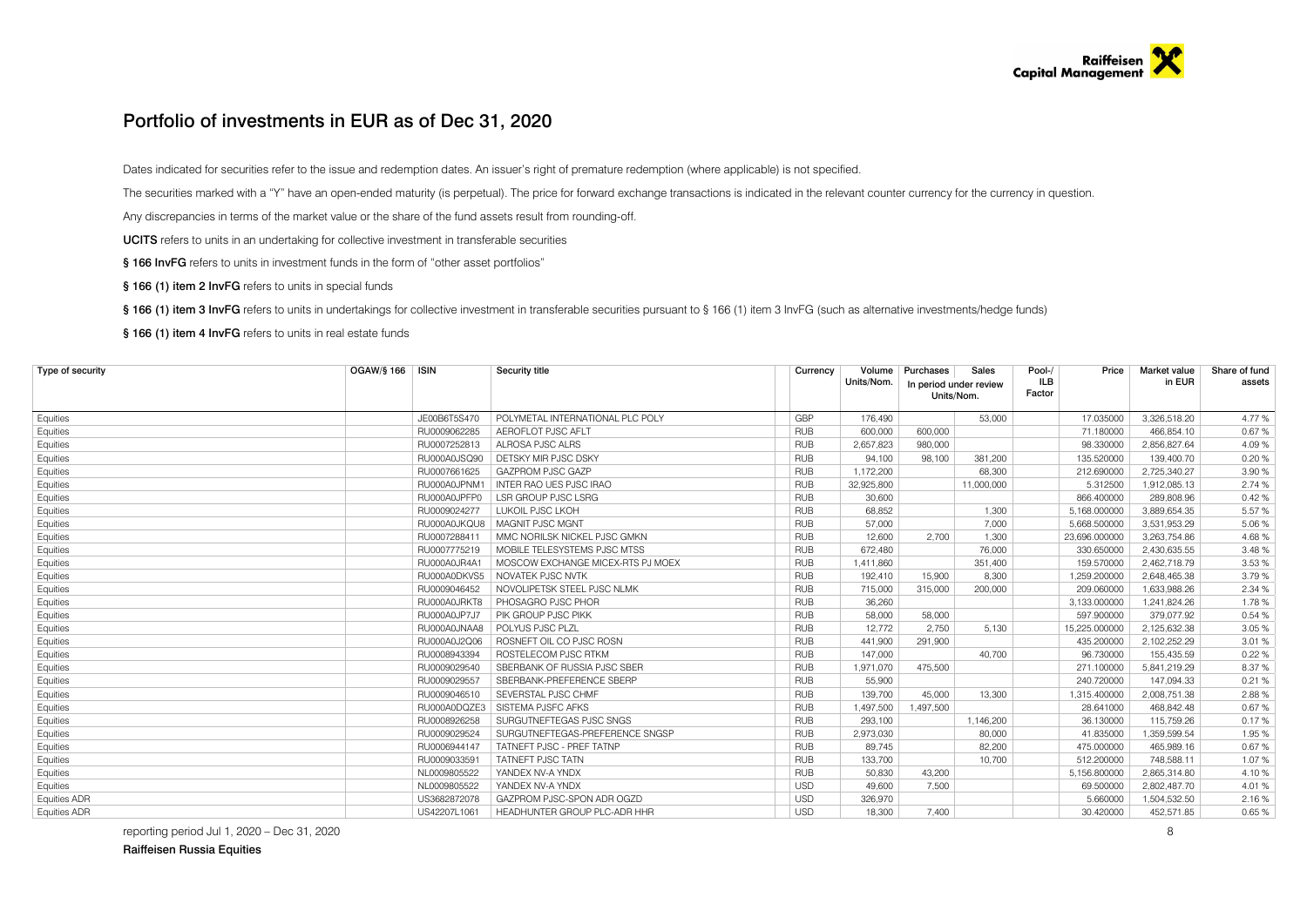## Portfolio of investments in EUR as of Dec 31, 2020

Dates indicated for securities refer to the issue and redemption dates. An issuer's right of premature redemption (where applicable) is not specified.

The securities marked with a "Y" have an open-ended maturity (is perpetual). The price for forward exchange transactions is indicated in the relevant counter currency for the currency in question.

Any discrepancies in terms of the market value or the share of the fund assets result from rounding-off.

**UCITS** refers to units in an undertaking for collective investment in transferable securities

**§ 166 InvFG** refers to units in investment funds in the form of "other asset portfolios"

**§ 166 (1) item 2 InvFG** refers to units in special funds

**§ 166 (1) item 3 InvFG** refers to units in undertakings for collective investment in transferable securities pursuant to § 166 (1) item 3 InvFG (such as alternative investments/hedge funds)

**§ 166 (1) item 4 InvFG** refers to units in real estate funds

| Type of security | OGAW/§ 166 | ISIN | Security title | Currency | Volume Units/Nom. | Purchases | Sales | Pool-/ ILB Factor | Price | Market value in EUR | Share of fund assets |
|---|---|---|---|---|---|---|---|---|---|---|---|
| | | | | | | In period under review Units/Nom. | | | | | |
| Equities | | JE00B6T5S470 | POLYMETAL INTERNATIONAL PLC POLY | GBP | 176,490 | | 53,000 | | 17.035000 | 3,326,518.20 | 4.77 % |
| Equities | | RU0009062285 | AEROFLOT PJSC AFLT | RUB | 600,000 | 600,000 | | | 71.180000 | 466,854.10 | 0.67 % |
| Equities | | RU0007252813 | ALROSA PJSC ALRS | RUB | 2,657,823 | 980,000 | | | 98.330000 | 2,856,827.64 | 4.09 % |
| Equities | | RU000A0JSQ90 | DETSKY MIR PJSC DSKY | RUB | 94,100 | 98,100 | 381,200 | | 135.520000 | 139,400.70 | 0.20 % |
| Equities | | RU0007661625 | GAZPROM PJSC GAZP | RUB | 1,172,200 | | 68,300 | | 212.690000 | 2,725,340.27 | 3.90 % |
| Equities | | RU000A0JPNM1 | INTER RAO UES PJSC IRAO | RUB | 32,925,800 | | 11,000,000 | | 5.312500 | 1,912,085.13 | 2.74 % |
| Equities | | RU000A0JPFP0 | LSR GROUP PJSC LSRG | RUB | 30,600 | | | | 866.400000 | 289,808.96 | 0.42 % |
| Equities | | RU0009024277 | LUKOIL PJSC LKOH | RUB | 68,852 | | 1,300 | | 5,168.000000 | 3,889,654.35 | 5.57 % |
| Equities | | RU000A0JKQU8 | MAGNIT PJSC MGNT | RUB | 57,000 | | 7,000 | | 5,668.500000 | 3,531,953.29 | 5.06 % |
| Equities | | RU0007288411 | MMC NORILSK NICKEL PJSC GMKN | RUB | 12,600 | 2,700 | 1,300 | | 23,696.000000 | 3,263,754.86 | 4.68 % |
| Equities | | RU0007775219 | MOBILE TELESYSTEMS PJSC MTSS | RUB | 672,480 | | 76,000 | | 330.650000 | 2,430,635.55 | 3.48 % |
| Equities | | RU000A0JR4A1 | MOSCOW EXCHANGE MICEX-RTS PJ MOEX | RUB | 1,411,860 | | 351,400 | | 159.570000 | 2,462,718.79 | 3.53 % |
| Equities | | RU000A0DKVS5 | NOVATEK PJSC NVTK | RUB | 192,410 | 15,900 | 8,300 | | 1,259.200000 | 2,648,465.38 | 3.79 % |
| Equities | | RU0009046452 | NOVOLIPETSK STEEL PJSC NLMK | RUB | 715,000 | 315,000 | 200,000 | | 209.060000 | 1,633,988.26 | 2.34 % |
| Equities | | RU000A0JRKT8 | PHOSAGRO PJSC PHOR | RUB | 36,260 | | | | 3,133.000000 | 1,241,824.26 | 1.78 % |
| Equities | | RU000A0JP7J7 | PIK GROUP PJSC PIKK | RUB | 58,000 | 58,000 | | | 597.900000 | 379,077.92 | 0.54 % |
| Equities | | RU000A0JNAA8 | POLYUS PJSC PLZL | RUB | 12,772 | 2,750 | 5,130 | | 15,225.000000 | 2,125,632.38 | 3.05 % |
| Equities | | RU000A0J2Q06 | ROSNEFT OIL CO PJSC ROSN | RUB | 441,900 | 291,900 | | | 435.200000 | 2,102,252.29 | 3.01 % |
| Equities | | RU0008943394 | ROSTELECOM PJSC RTKM | RUB | 147,000 | | 40,700 | | 96.730000 | 155,435.59 | 0.22 % |
| Equities | | RU0009029540 | SBERBANK OF RUSSIA PJSC SBER | RUB | 1,971,070 | 475,500 | | | 271.100000 | 5,841,219.29 | 8.37 % |
| Equities | | RU0009029557 | SBERBANK-PREFERENCE SBERP | RUB | 55,900 | | | | 240.720000 | 147,094.33 | 0.21 % |
| Equities | | RU0009046510 | SEVERSTAL PJSC CHMF | RUB | 139,700 | 45,000 | 13,300 | | 1,315.400000 | 2,008,751.38 | 2.88 % |
| Equities | | RU000A0DQZE3 | SISTEMA PJSFC AFKS | RUB | 1,497,500 | 1,497,500 | | | 28.641000 | 468,842.48 | 0.67 % |
| Equities | | RU0008926258 | SURGUTNEFTEGAS PJSC SNGS | RUB | 293,100 | | 1,146,200 | | 36.130000 | 115,759.26 | 0.17 % |
| Equities | | RU0009029524 | SURGUTNEFTEGAS-PREFERENCE SNGSP | RUB | 2,973,030 | | 80,000 | | 41.835000 | 1,359,599.54 | 1.95 % |
| Equities | | RU0006944147 | TATNEFT PJSC - PREF TATNP | RUB | 89,745 | | 82,200 | | 475.000000 | 465,989.16 | 0.67 % |
| Equities | | RU0009033591 | TATNEFT PJSC TATN | RUB | 133,700 | | 10,700 | | 512.200000 | 748,588.11 | 1.07 % |
| Equities | | NL0009805522 | YANDEX NV-A YNDX | RUB | 50,830 | 43,200 | | | 5,156.800000 | 2,865,314.80 | 4.10 % |
| Equities | | NL0009805522 | YANDEX NV-A YNDX | USD | 49,600 | 7,500 | | | 69.500000 | 2,802,487.70 | 4.01 % |
| Equities ADR | | US3682872078 | GAZPROM PJSC-SPON ADR OGZD | USD | 326,970 | | | | 5.660000 | 1,504,532.50 | 2.16 % |
| Equities ADR | | US42207L1061 | HEADHUNTER GROUP PLC-ADR HHR | USD | 18,300 | 7,400 | | | 30.420000 | 452,571.85 | 0.65 % |

reporting period Jul 1, 2020 – Dec 31, 2020

**Raiffeisen Russia Equities**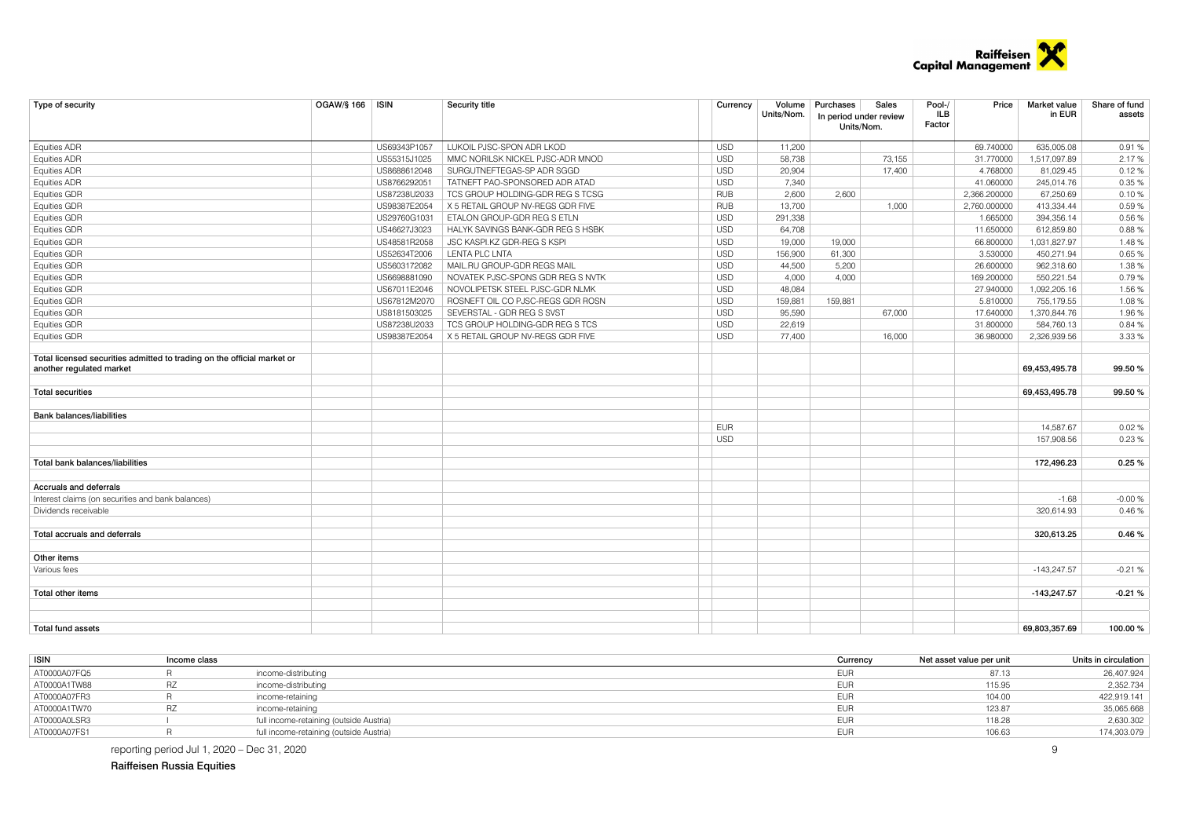| Type of security | OGAW/§ 166 | ISIN | Security title | Currency | Volume Units/Nom. | Purchases | Sales | Pool-/ ILB Factor | Price | Market value in EUR | Share of fund assets |
|---|---|---|---|---|---|---|---|---|---|---|---|
| | | | | | | In period under review Units/Nom. | | | | | |
| Equities ADR | | US69343P1057 | LUKOIL PJSC-SPON ADR LKOD | USD | 11,200 | | | | 69.740000 | 635,005.08 | 0.91 % |
| Equities ADR | | US55315J1025 | MMC NORILSK NICKEL PJSC-ADR MNOD | USD | 58,738 | | 73,155 | | 31.770000 | 1,517,097.89 | 2.17 % |
| Equities ADR | | US8688612048 | SURGUTNEFTEGAS-SP ADR SGGD | USD | 20,904 | | 17,400 | | 4.768000 | 81,029.45 | 0.12 % |
| Equities ADR | | US8766292051 | TATNEFT PAO-SPONSORED ADR ATAD | USD | 7,340 | | | | 41.060000 | 245,014.76 | 0.35 % |
| Equities GDR | | US87238U2033 | TCS GROUP HOLDING-GDR REG S TCSG | RUB | 2,600 | 2,600 | | | 2,366.200000 | 67,250.69 | 0.10 % |
| Equities GDR | | US98387E2054 | X 5 RETAIL GROUP NV-REGS GDR FIVE | RUB | 13,700 | | 1,000 | | 2,760.000000 | 413,334.44 | 0.59 % |
| Equities GDR | | US29760G1031 | ETALON GROUP-GDR REG S ETLN | USD | 291,338 | | | | 1.665000 | 394,356.14 | 0.56 % |
| Equities GDR | | US46627J3023 | HALYK SAVINGS BANK-GDR REG S HSBK | USD | 64,708 | | | | 11.650000 | 612,859.80 | 0.88 % |
| Equities GDR | | US48581R2058 | JSC KASPI.KZ GDR-REG S KSPI | USD | 19,000 | 19,000 | | | 66.800000 | 1,031,827.97 | 1.48 % |
| Equities GDR | | US52634T2006 | LENTA PLC LNTA | USD | 156,900 | 61,300 | | | 3.530000 | 450,271.94 | 0.65 % |
| Equities GDR | | US5603172082 | MAIL.RU GROUP-GDR REGS MAIL | USD | 44,500 | 5,200 | | | 26.600000 | 962,318.60 | 1.38 % |
| Equities GDR | | US6698881090 | NOVATEK PJSC-SPONS GDR REG S NVTK | USD | 4,000 | 4,000 | | | 169.200000 | 550,221.54 | 0.79 % |
| Equities GDR | | US67011E2046 | NOVOLIPETSK STEEL PJSC-GDR NLMK | USD | 48,084 | | | | 27.940000 | 1,092,205.16 | 1.56 % |
| Equities GDR | | US67812M2070 | ROSNEFT OIL CO PJSC-REGS GDR ROSN | USD | 159,881 | 159,881 | | | 5.810000 | 755,179.55 | 1.08 % |
| Equities GDR | | US8181503025 | SEVERSTAL - GDR REG S SVST | USD | 95,590 | | 67,000 | | 17.640000 | 1,370,844.76 | 1.96 % |
| Equities GDR | | US87238U2033 | TCS GROUP HOLDING-GDR REG S TCS | USD | 22,619 | | | | 31.800000 | 584,760.13 | 0.84 % |
| Equities GDR | | US98387E2054 | X 5 RETAIL GROUP NV-REGS GDR FIVE | USD | 77,400 | | 16,000 | | 36.980000 | 2,326,939.56 | 3.33 % |
| **Total licensed securities admitted to trading on the official market or another regulated market** | | | | | | | | | | **69,453,495.78** | **99.50 %** |
| **Total securities** | | | | | | | | | | **69,453,495.78** | **99.50 %** |
| **Bank balances/liabilities** | | | | | | | | | | | |
| | | | | EUR | | | | | | 14,587.67 | 0.02 % |
| | | | | USD | | | | | | 157,908.56 | 0.23 % |
| **Total bank balances/liabilities** | | | | | | | | | | **172,496.23** | **0.25 %** |
| **Accruals and deferrals** | | | | | | | | | | | |
| Interest claims (on securities and bank balances) | | | | | | | | | | -1.68 | -0.00 % |
| Dividends receivable | | | | | | | | | | 320,614.93 | 0.46 % |
| **Total accruals and deferrals** | | | | | | | | | | **320,613.25** | **0.46 %** |
| **Other items** | | | | | | | | | | | |
| Various fees | | | | | | | | | | -143,247.57 | -0.21 % |
| **Total other items** | | | | | | | | | | **-143,247.57** | **-0.21 %** |
| **Total fund assets** | | | | | | | | | | **69,803,357.69** | **100.00 %** |

| ISIN | Income class | | Currency | Net asset value per unit | Units in circulation |
|---|---|---|---|---|---|
| AT0000A07FQ5 | R | income-distributing | EUR | 87.13 | 26,407.924 |
| AT0000A1TW88 | RZ | income-distributing | EUR | 115.95 | 2,352.734 |
| AT0000A07FR3 | R | income-retaining | EUR | 104.00 | 422,919.141 |
| AT0000A1TW70 | RZ | income-retaining | EUR | 123.87 | 35,065.668 |
| AT0000A0LSR3 | I | full income-retaining (outside Austria) | EUR | 118.28 | 2,630.302 |
| AT0000A07FS1 | R | full income-retaining (outside Austria) | EUR | 106.63 | 174,303.079 |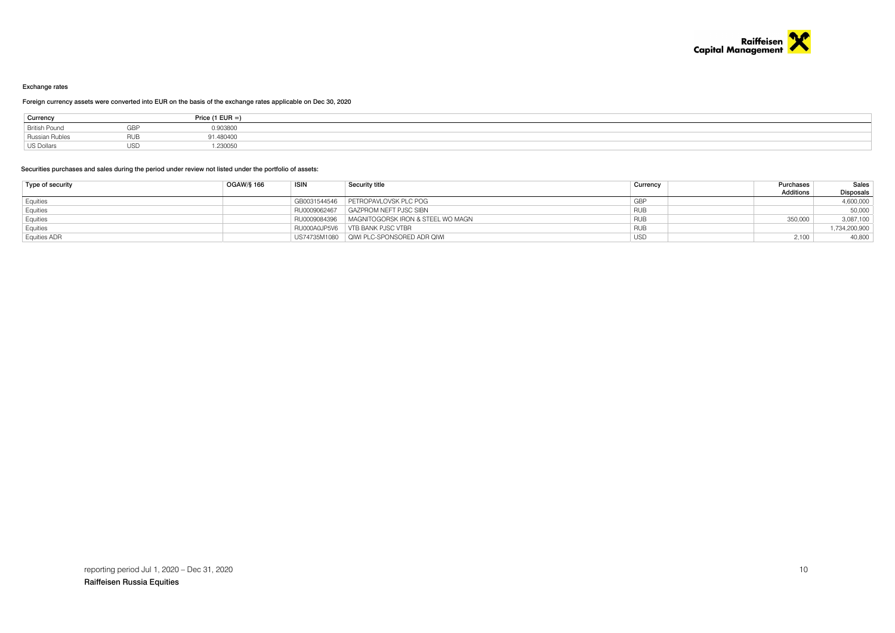### Exchange rates

Foreign currency assets were converted into EUR on the basis of the exchange rates applicable on Dec 30, 2020

| Currency | | Price (1 EUR =) |
|---|---|---|
| British Pound | GBP | 0.903800 |
| Russian Rubles | RUB | 91.480400 |
| US Dollars | USD | 1.230050 |

### Securities purchases and sales during the period under review not listed under the portfolio of assets:

| Type of security | OGAW/§ 166 | ISIN | Security title | Currency | | Purchases Additions | Sales Disposals |
|---|---|---|---|---|---|---|---|
| Equities | | GB0031544546 | PETROPAVLOVSK PLC POG | GBP | | | 4,600,000 |
| Equities | | RU0009062467 | GAZPROM NEFT PJSC SIBN | RUB | | | 50,000 |
| Equities | | RU0009084396 | MAGNITOGORSK IRON & STEEL WO MAGN | RUB | | 350,000 | 3,087,100 |
| Equities | | RU000A0JP5V6 | VTB BANK PJSC VTBR | RUB | | | 1,734,200,900 |
| Equities ADR | | US74735M1080 | QIWI PLC-SPONSORED ADR QIWI | USD | | 2,100 | 40,800 |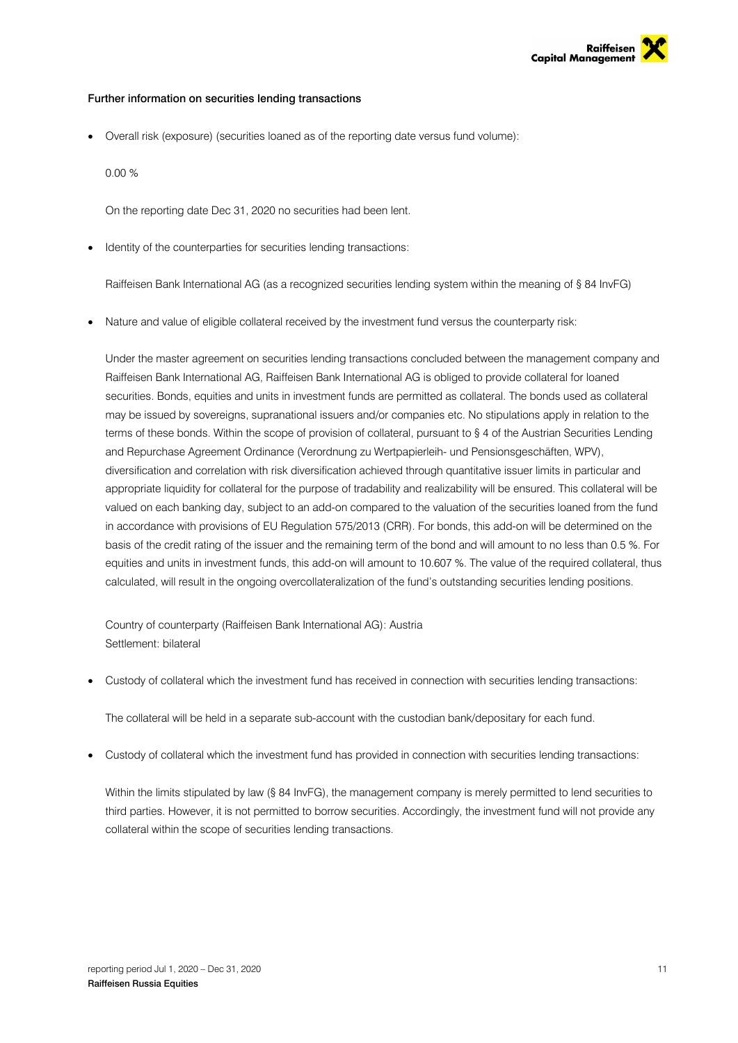**Further information on securities lending transactions**

- Overall risk (exposure) (securities loaned as of the reporting date versus fund volume):

  0.00 %

  On the reporting date Dec 31, 2020 no securities had been lent.

- Identity of the counterparties for securities lending transactions:

  Raiffeisen Bank International AG (as a recognized securities lending system within the meaning of § 84 InvFG)

- Nature and value of eligible collateral received by the investment fund versus the counterparty risk:

  Under the master agreement on securities lending transactions concluded between the management company and Raiffeisen Bank International AG, Raiffeisen Bank International AG is obliged to provide collateral for loaned securities. Bonds, equities and units in investment funds are permitted as collateral. The bonds used as collateral may be issued by sovereigns, supranational issuers and/or companies etc. No stipulations apply in relation to the terms of these bonds. Within the scope of provision of collateral, pursuant to § 4 of the Austrian Securities Lending and Repurchase Agreement Ordinance (Verordnung zu Wertpapierleih- und Pensionsgeschäften, WPV), diversification and correlation with risk diversification achieved through quantitative issuer limits in particular and appropriate liquidity for collateral for the purpose of tradability and realizability will be ensured. This collateral will be valued on each banking day, subject to an add-on compared to the valuation of the securities loaned from the fund in accordance with provisions of EU Regulation 575/2013 (CRR). For bonds, this add-on will be determined on the basis of the credit rating of the issuer and the remaining term of the bond and will amount to no less than 0.5 %. For equities and units in investment funds, this add-on will amount to 10.607 %. The value of the required collateral, thus calculated, will result in the ongoing overcollateralization of the fund's outstanding securities lending positions.

  Country of counterparty (Raiffeisen Bank International AG): Austria
  Settlement: bilateral

- Custody of collateral which the investment fund has received in connection with securities lending transactions:

  The collateral will be held in a separate sub-account with the custodian bank/depositary for each fund.

- Custody of collateral which the investment fund has provided in connection with securities lending transactions:

  Within the limits stipulated by law (§ 84 InvFG), the management company is merely permitted to lend securities to third parties. However, it is not permitted to borrow securities. Accordingly, the investment fund will not provide any collateral within the scope of securities lending transactions.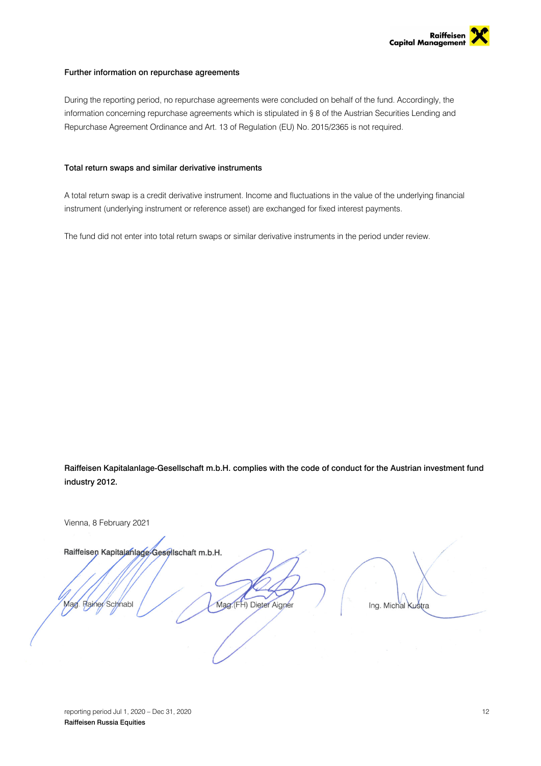**Further information on repurchase agreements**

During the reporting period, no repurchase agreements were concluded on behalf of the fund. Accordingly, the information concerning repurchase agreements which is stipulated in § 8 of the Austrian Securities Lending and Repurchase Agreement Ordinance and Art. 13 of Regulation (EU) No. 2015/2365 is not required.

**Total return swaps and similar derivative instruments**

A total return swap is a credit derivative instrument. Income and fluctuations in the value of the underlying financial instrument (underlying instrument or reference asset) are exchanged for fixed interest payments.

The fund did not enter into total return swaps or similar derivative instruments in the period under review.

**Raiffeisen Kapitalanlage-Gesellschaft m.b.H. complies with the code of conduct for the Austrian investment fund industry 2012.**

Vienna, 8 February 2021

**Raiffeisen Kapitalanlage-Gesellschaft m.b.H.**

Mag. Rainer Schnabl          Mag.(FH) Dieter Aigner          Ing. Michal Kustra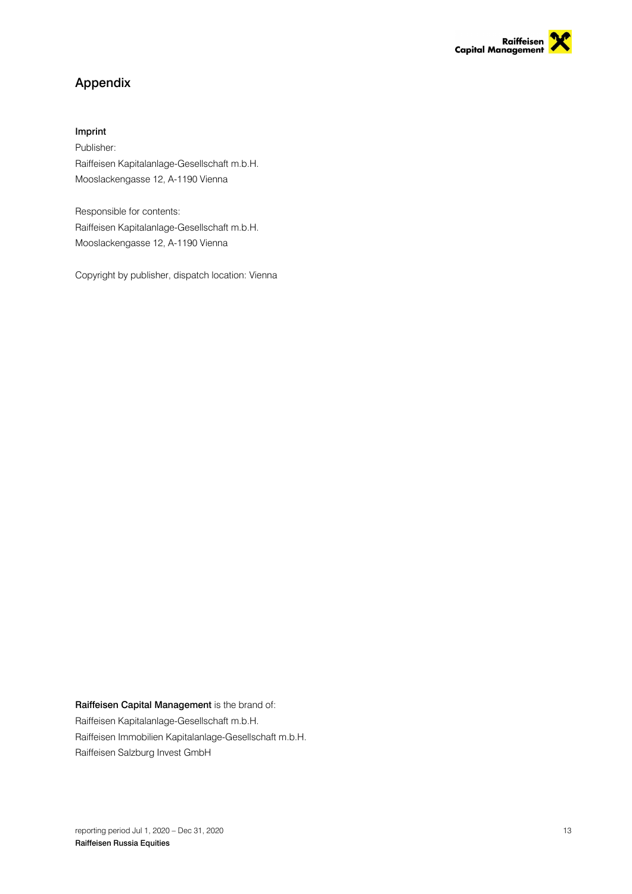## Appendix

### Imprint

Publisher:
Raiffeisen Kapitalanlage-Gesellschaft m.b.H.
Mooslackengasse 12, A-1190 Vienna

Responsible for contents:
Raiffeisen Kapitalanlage-Gesellschaft m.b.H.
Mooslackengasse 12, A-1190 Vienna

Copyright by publisher, dispatch location: Vienna

**Raiffeisen Capital Management** is the brand of:
Raiffeisen Kapitalanlage-Gesellschaft m.b.H.
Raiffeisen Immobilien Kapitalanlage-Gesellschaft m.b.H.
Raiffeisen Salzburg Invest GmbH